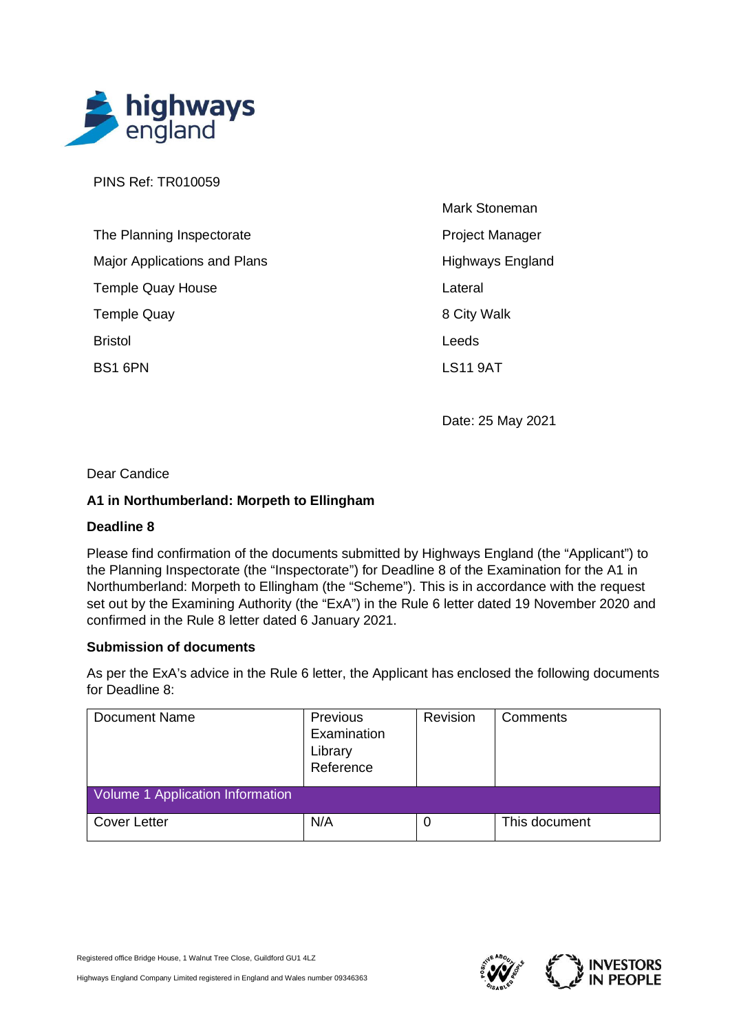PINS Ref: TR010059

Mark Stoneman  
Project Manager  
Highways England  
Lateral  
8 City Walk  
Leeds  
LS11 9AT

The Planning Inspectorate  
Major Applications and Plans  
Temple Quay House  
Temple Quay  
Bristol  
BS1 6PN

Date: 25 May 2021

Dear Candice

**A1 in Northumberland: Morpeth to Ellingham**

**Deadline 8**

Please find confirmation of the documents submitted by Highways England (the "Applicant") to the Planning Inspectorate (the "Inspectorate") for Deadline 8 of the Examination for the A1 in Northumberland: Morpeth to Ellingham (the "Scheme"). This is in accordance with the request set out by the Examining Authority (the "ExA") in the Rule 6 letter dated 19 November 2020 and confirmed in the Rule 8 letter dated 6 January 2021.

**Submission of documents**

As per the ExA's advice in the Rule 6 letter, the Applicant has enclosed the following documents for Deadline 8:

| Document Name | Previous Examination Library Reference | Revision | Comments |
|---|---|---|---|
| Volume 1 Application Information | | | |
| Cover Letter | N/A | 0 | This document |

Registered office Bridge House, 1 Walnut Tree Close, Guildford GU1 4LZ

Highways England Company Limited registered in England and Wales number 09346363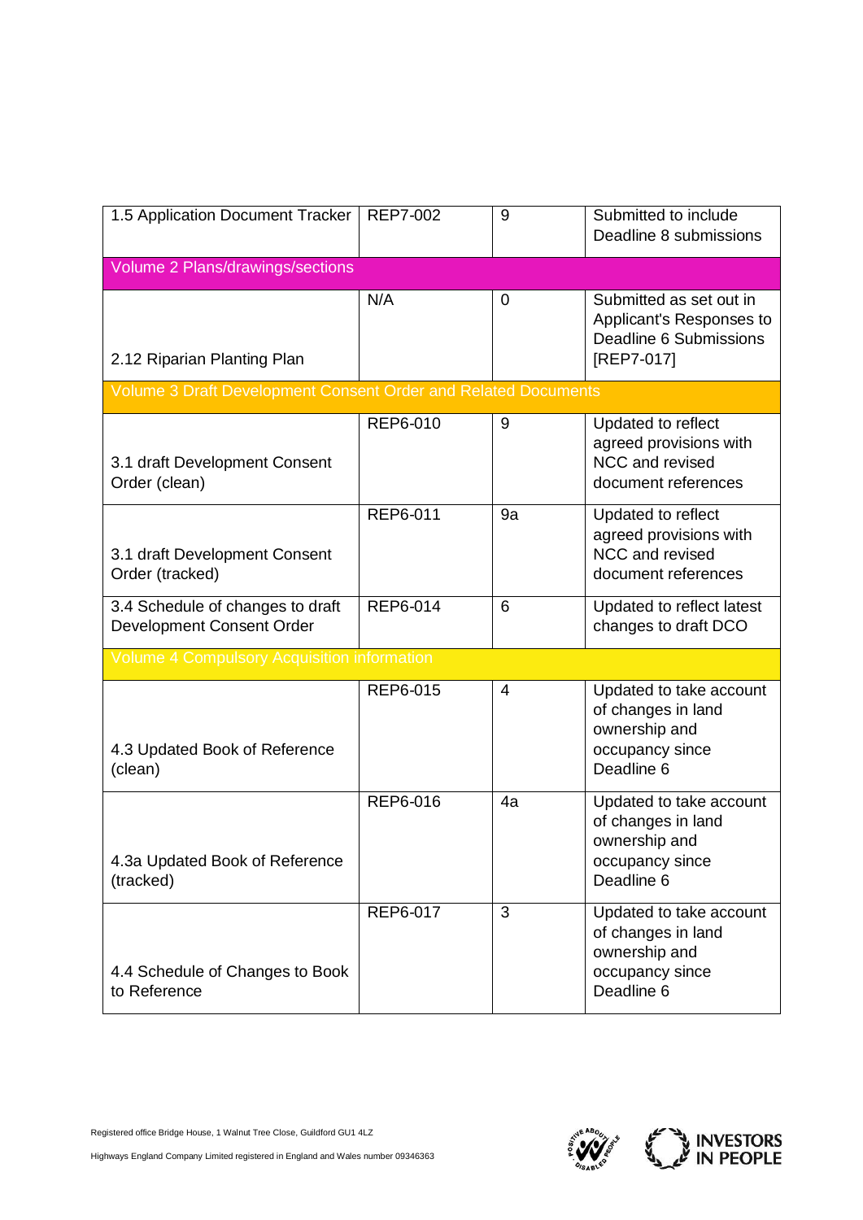| | | | |
|---|---|---|---|
| 1.5 Application Document Tracker | REP7-002 | 9 | Submitted to include Deadline 8 submissions |
| Volume 2 Plans/drawings/sections | | | |
| 2.12 Riparian Planting Plan | N/A | 0 | Submitted as set out in Applicant's Responses to Deadline 6 Submissions [REP7-017] |
| Volume 3 Draft Development Consent Order and Related Documents | | | |
| 3.1 draft Development Consent Order (clean) | REP6-010 | 9 | Updated to reflect agreed provisions with NCC and revised document references |
| 3.1 draft Development Consent Order (tracked) | REP6-011 | 9a | Updated to reflect agreed provisions with NCC and revised document references |
| 3.4 Schedule of changes to draft Development Consent Order | REP6-014 | 6 | Updated to reflect latest changes to draft DCO |
| Volume 4 Compulsory Acquisition information | | | |
| 4.3 Updated Book of Reference (clean) | REP6-015 | 4 | Updated to take account of changes in land ownership and occupancy since Deadline 6 |
| 4.3a Updated Book of Reference (tracked) | REP6-016 | 4a | Updated to take account of changes in land ownership and occupancy since Deadline 6 |
| 4.4 Schedule of Changes to Book to Reference | REP6-017 | 3 | Updated to take account of changes in land ownership and occupancy since Deadline 6 |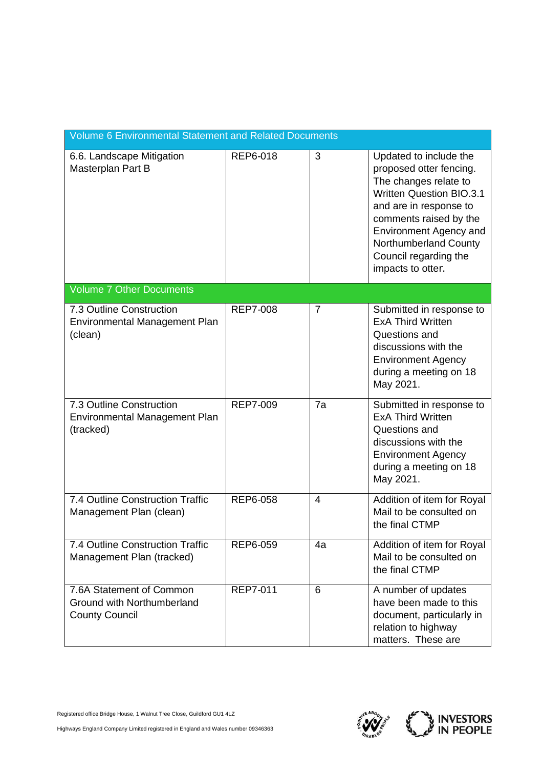| Volume 6 Environmental Statement and Related Documents | | | |
|---|---|---|---|
| 6.6. Landscape Mitigation Masterplan Part B | REP6-018 | 3 | Updated to include the proposed otter fencing. The changes relate to Written Question BIO.3.1 and are in response to comments raised by the Environment Agency and Northumberland County Council regarding the impacts to otter. |
| **Volume 7 Other Documents** | | | |
| 7.3 Outline Construction Environmental Management Plan (clean) | REP7-008 | 7 | Submitted in response to ExA Third Written Questions and discussions with the Environment Agency during a meeting on 18 May 2021. |
| 7.3 Outline Construction Environmental Management Plan (tracked) | REP7-009 | 7a | Submitted in response to ExA Third Written Questions and discussions with the Environment Agency during a meeting on 18 May 2021. |
| 7.4 Outline Construction Traffic Management Plan (clean) | REP6-058 | 4 | Addition of item for Royal Mail to be consulted on the final CTMP |
| 7.4 Outline Construction Traffic Management Plan (tracked) | REP6-059 | 4a | Addition of item for Royal Mail to be consulted on the final CTMP |
| 7.6A Statement of Common Ground with Northumberland County Council | REP7-011 | 6 | A number of updates have been made to this document, particularly in relation to highway matters. These are |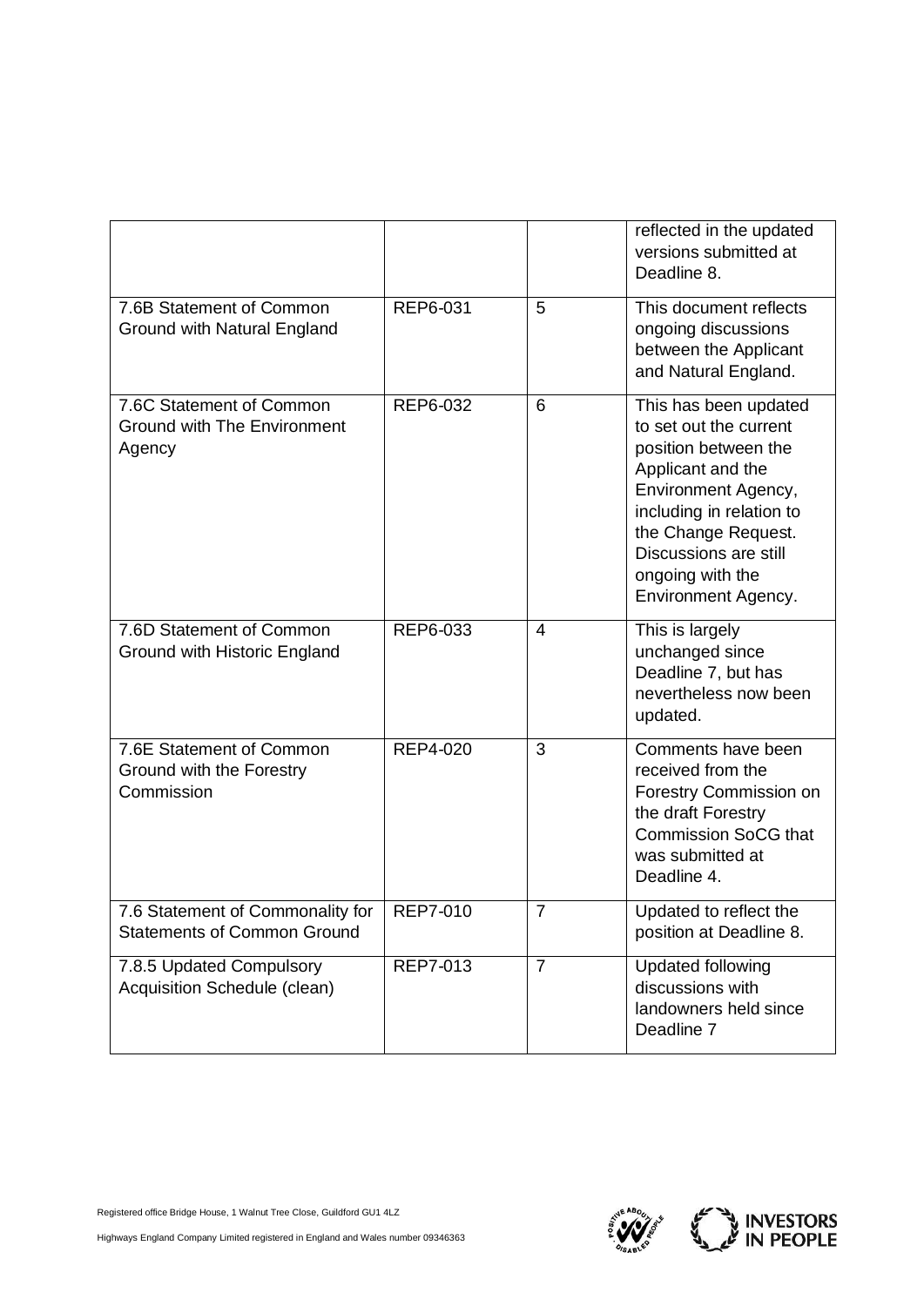| | | | reflected in the updated versions submitted at Deadline 8. |
|---|---|---|---|
| 7.6B Statement of Common Ground with Natural England | REP6-031 | 5 | This document reflects ongoing discussions between the Applicant and Natural England. |
| 7.6C Statement of Common Ground with The Environment Agency | REP6-032 | 6 | This has been updated to set out the current position between the Applicant and the Environment Agency, including in relation to the Change Request. Discussions are still ongoing with the Environment Agency. |
| 7.6D Statement of Common Ground with Historic England | REP6-033 | 4 | This is largely unchanged since Deadline 7, but has nevertheless now been updated. |
| 7.6E Statement of Common Ground with the Forestry Commission | REP4-020 | 3 | Comments have been received from the Forestry Commission on the draft Forestry Commission SoCG that was submitted at Deadline 4. |
| 7.6 Statement of Commonality for Statements of Common Ground | REP7-010 | 7 | Updated to reflect the position at Deadline 8. |
| 7.8.5 Updated Compulsory Acquisition Schedule (clean) | REP7-013 | 7 | Updated following discussions with landowners held since Deadline 7 |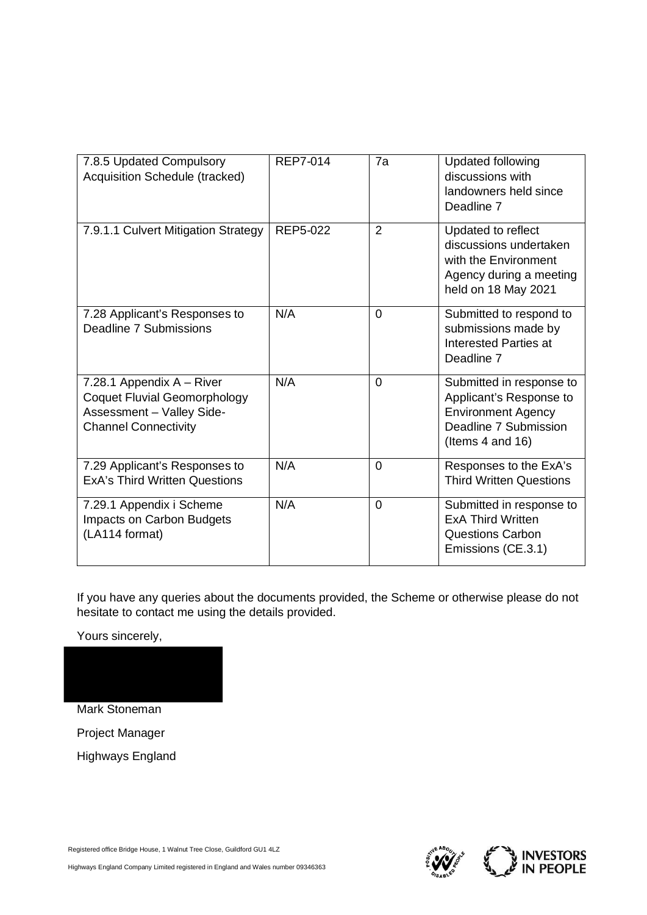| 7.8.5 Updated Compulsory Acquisition Schedule (tracked) | REP7-014 | 7a | Updated following discussions with landowners held since Deadline 7 |
|---|---|---|---|
| 7.9.1.1 Culvert Mitigation Strategy | REP5-022 | 2 | Updated to reflect discussions undertaken with the Environment Agency during a meeting held on 18 May 2021 |
| 7.28 Applicant's Responses to Deadline 7 Submissions | N/A | 0 | Submitted to respond to submissions made by Interested Parties at Deadline 7 |
| 7.28.1 Appendix A – River Coquet Fluvial Geomorphology Assessment – Valley Side-Channel Connectivity | N/A | 0 | Submitted in response to Applicant's Response to Environment Agency Deadline 7 Submission (Items 4 and 16) |
| 7.29 Applicant's Responses to ExA's Third Written Questions | N/A | 0 | Responses to the ExA's Third Written Questions |
| 7.29.1 Appendix i Scheme Impacts on Carbon Budgets (LA114 format) | N/A | 0 | Submitted in response to ExA Third Written Questions Carbon Emissions (CE.3.1) |

If you have any queries about the documents provided, the Scheme or otherwise please do not hesitate to contact me using the details provided.

Yours sincerely,

Mark Stoneman

Project Manager

Highways England

Registered office Bridge House, 1 Walnut Tree Close, Guildford GU1 4LZ

Highways England Company Limited registered in England and Wales number 09346363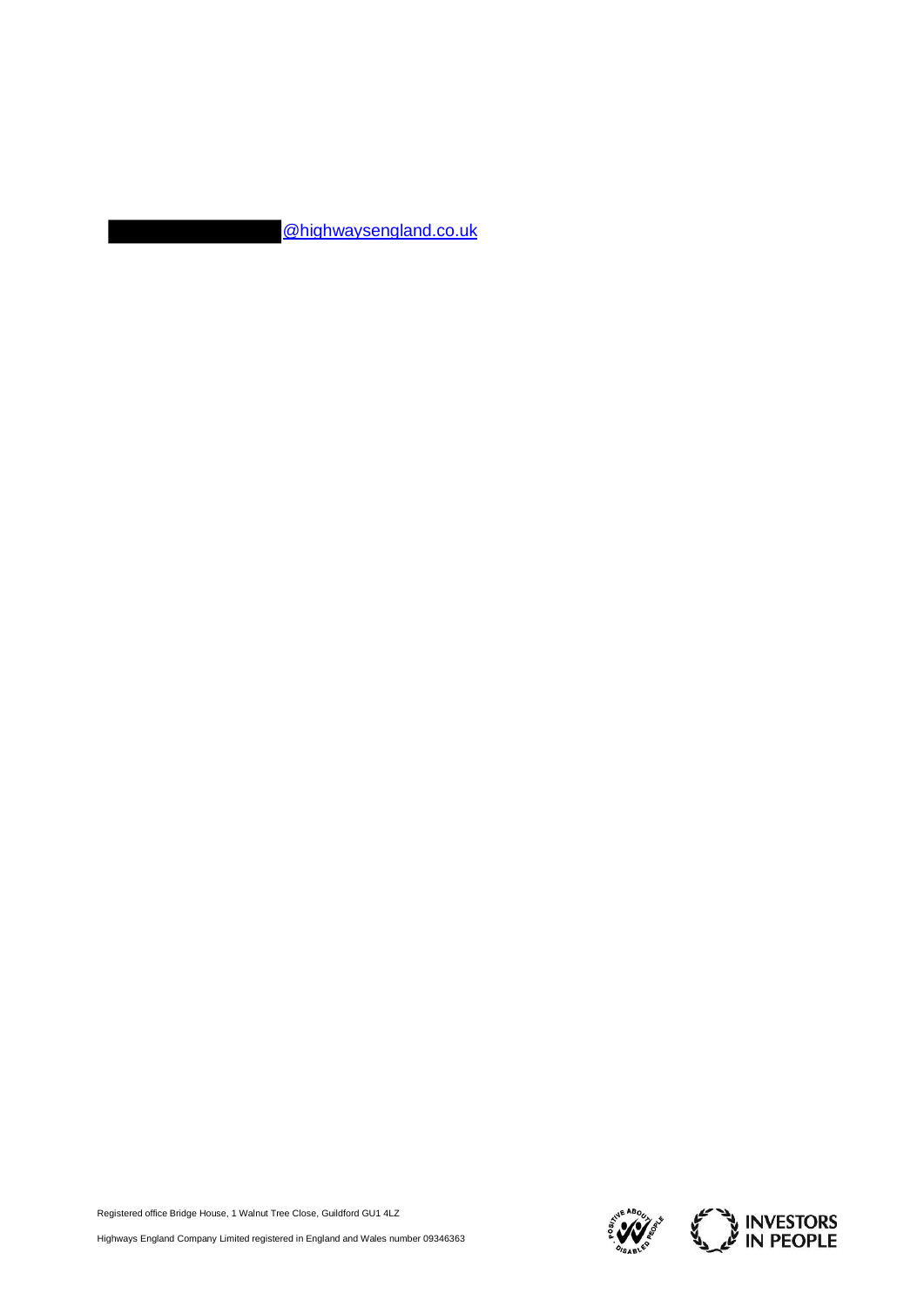@highwaysengland.co.uk